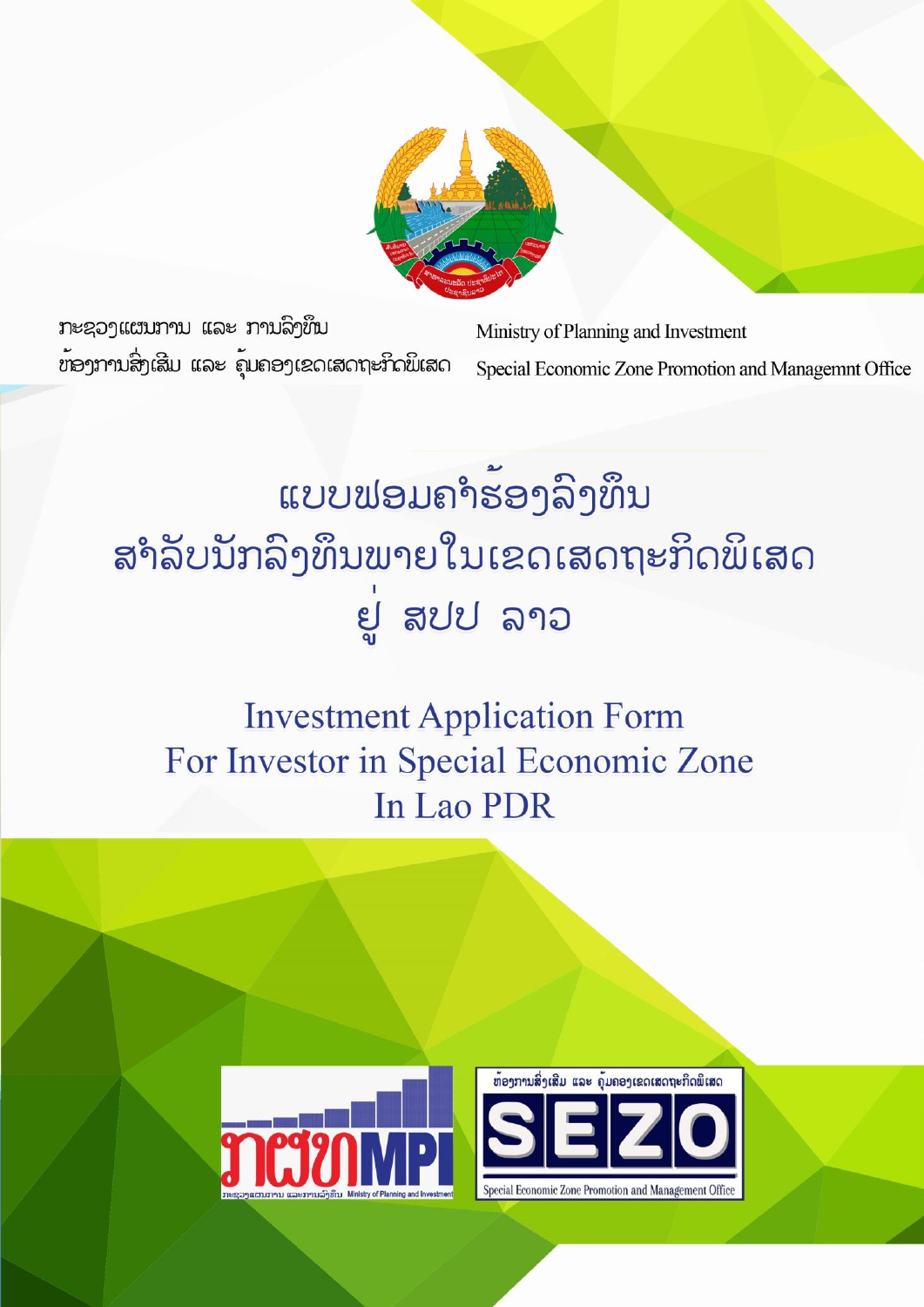ກະຊວງແຜນການ ແລະ ການລົງທຶນ
ຫ້ອງການສົ່ງເສີມ ແລະ ຄຸ້ມຄອງເຂດເສດຖະກິດພິເສດ

Ministry of Planning and Investment
Special Economic Zone Promotion and Managemnt Office

# ແບບຟອມຄໍາຮ້ອງລົງທຶນ ສໍາລັບນັກລົງທຶນພາຍໃນເຂດເສດຖະກິດພິເສດ ຢູ່ ສປປ ລາວ

# Investment Application Form For Investor in Special Economic Zone In Lao PDR

ກະຊວງແຜນການ ແລະການລົງທຶນ Ministry of Planning and Investment

ຫ້ອງການສົ່ງເສີມ ແລະ ຄຸ້ມຄອງເຂດເສດຖະກິດພິເສດ
SEZO
Special Economic Zone Promotion and Management Office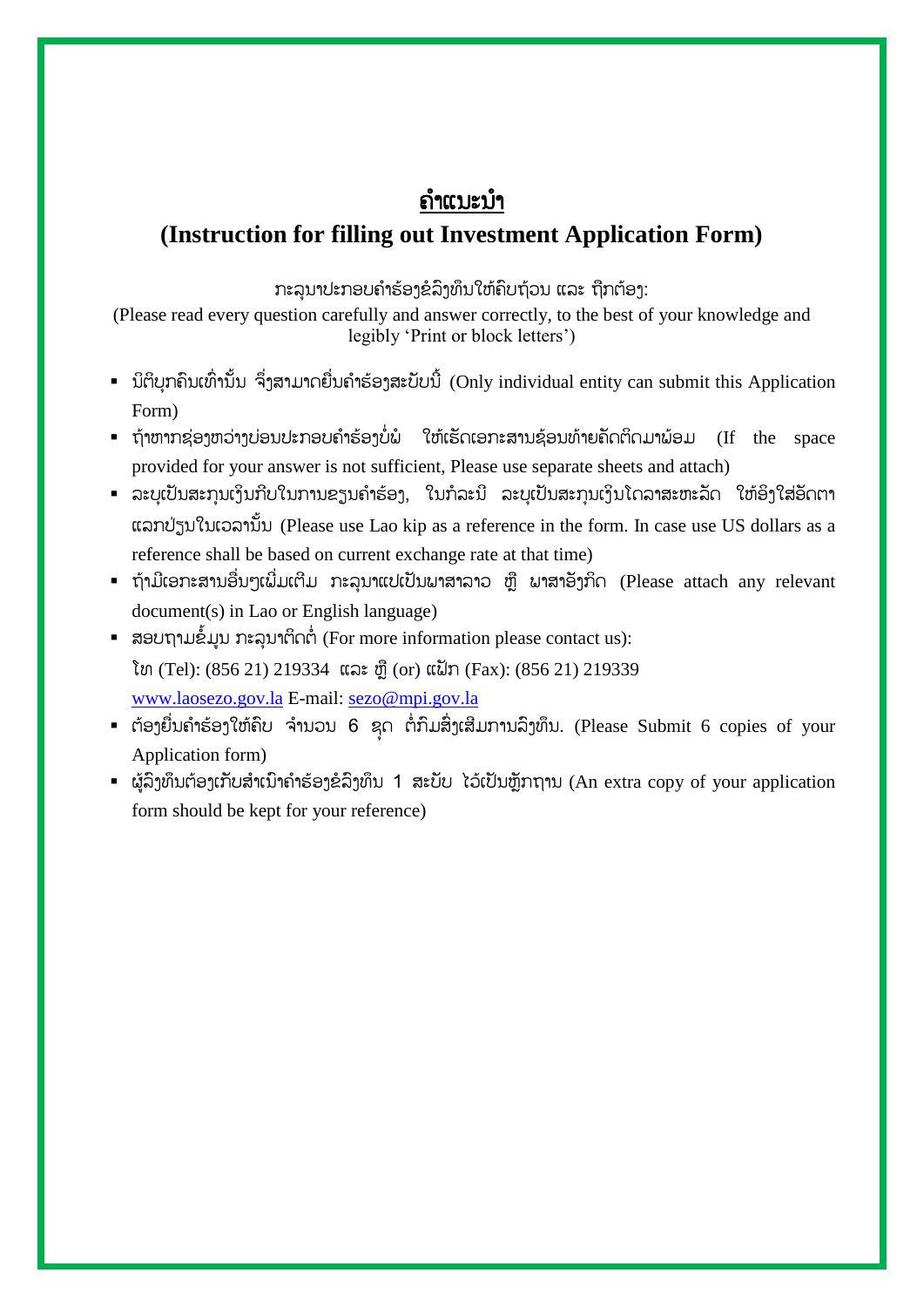# ຄຳແນະນຳ

## (Instruction for filling out Investment Application Form)

ກະລຸນາປະກອບຄຳຮ້ອງຂໍລົງທຶນໃຫ້ຄົບຖ້ວນ ແລະ ຖືກຕ້ອງ:

(Please read every question carefully and answer correctly, to the best of your knowledge and legibly 'Print or block letters')

- ນິຕິບຸກຄົນເທົ່ານັ້ນ ຈຶ່ງສາມາດຍື່ນຄຳຮ້ອງສະບັບນີ້ (Only individual entity can submit this Application Form)
- ຖ້າຫາກຊ່ອງຫວ່າງບ່ອນປະກອບຄຳຮ້ອງບໍ່ພໍ ໃຫ້ເຮັດເອກະສານຊ້ອນທ້າຍຄັດຕິດມາພ້ອມ (If the space provided for your answer is not sufficient, Please use separate sheets and attach)
- ລະບຸເປັນສະກຸນເງິນກີບໃນການຂຽນຄຳຮ້ອງ, ໃນກໍລະນີ ລະບຸເປັນສະກຸນເງິນໂດລາສະຫະລັດ ໃຫ້ອີງໃສ່ອັດຕາແລກປ່ຽນໃນເວລານັ້ນ (Please use Lao kip as a reference in the form. In case use US dollars as a reference shall be based on current exchange rate at that time)
- ຖ້າມີເອກະສານອື່ນໆເພີ່ມເຕີມ ກະລຸນາແປເປັນພາສາລາວ ຫຼື ພາສາອັງກິດ (Please attach any relevant document(s) in Lao or English language)
- ສອບຖາມຂໍ້ມູນ ກະລຸນາຕິດຕໍ່ (For more information please contact us):
  ໂທ (Tel): (856 21) 219334 ແລະ ຫຼື (or) ແຟັກ (Fax): (856 21) 219339
  www.laosezo.gov.la E-mail: sezo@mpi.gov.la
- ຕ້ອງຍື່ນຄຳຮ້ອງໃຫ້ຄົບ ຈຳນວນ 6 ຊຸດ ຕໍ່ກົມສົ່ງເສີມການລົງທຶນ. (Please Submit 6 copies of your Application form)
- ຜູ້ລົງທຶນຕ້ອງເກັບສຳເນົາຄຳຮ້ອງຂໍລົງທຶນ 1 ສະບັບ ໄວ້ເປັນຫຼັກຖານ (An extra copy of your application form should be kept for your reference)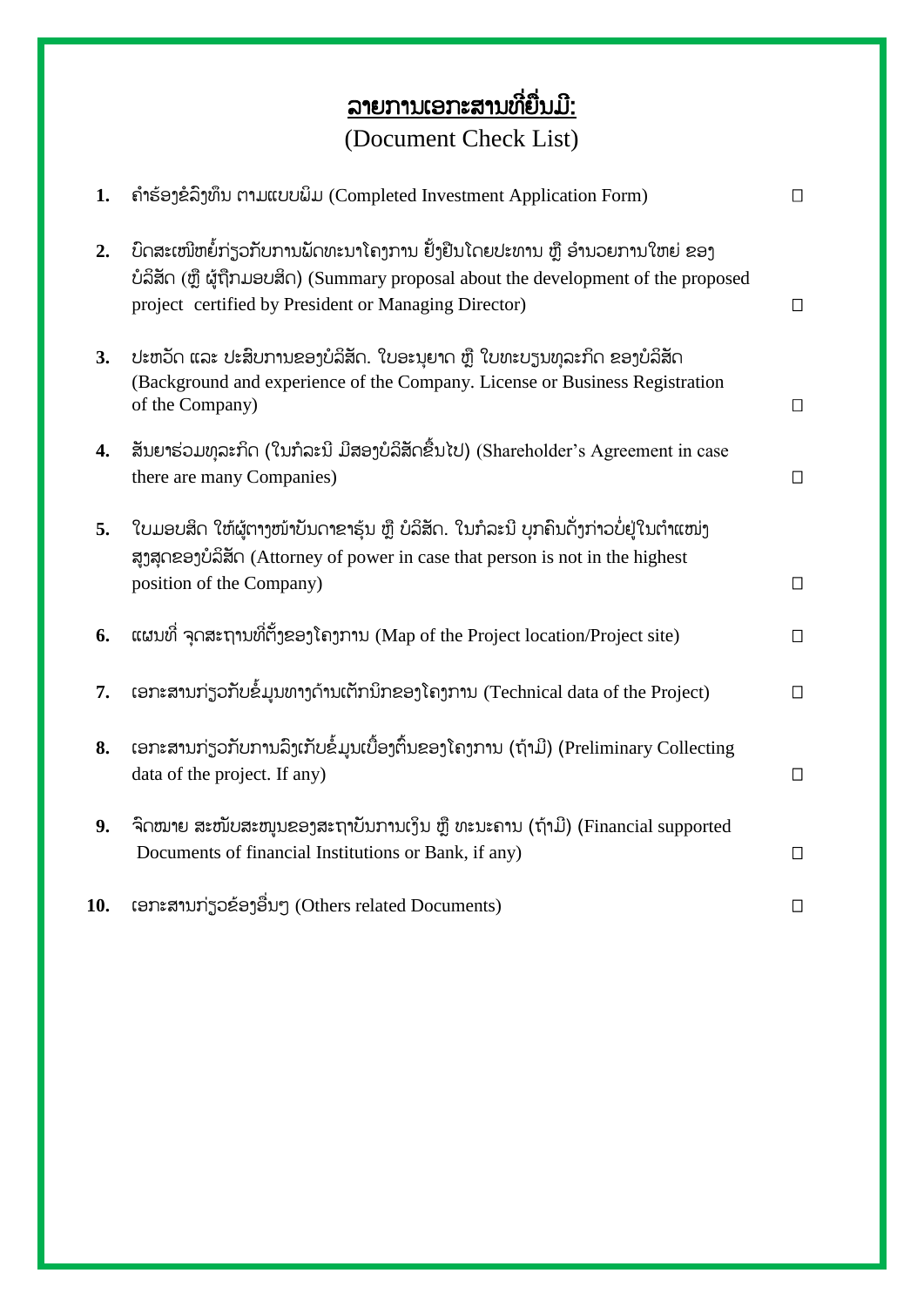# ລາຍການເອກະສານທີ່ຍື່ນມີ:

(Document Check List)

1. ຄຳຮ້ອງຂໍລົງທຶນ ຕາມແບບຟອມ (Completed Investment Application Form) ☐
2. ບົດສະເໜີຫຍໍ້ກ່ຽວກັບການພັດທະນາໂຄງການ ຢັ້ງຢືນໂດຍປະທານ ຫຼື ອຳນວຍການໃຫຍ່ ຂອງບໍລິສັດ (ຫຼື ຜູ້ຖືກມອບສິດ) (Summary proposal about the development of the proposed project certified by President or Managing Director) ☐
3. ປະຫວັດ ແລະ ປະສົບການຂອງບໍລິສັດ. ໃບອະນຸຍາດ ຫຼື ໃບທະບຽນທຸລະກິດ ຂອງບໍລິສັດ (Background and experience of the Company. License or Business Registration of the Company) ☐
4. ສັນຍາຮ່ວມທຸລະກິດ (ໃນກໍລະນີ ມີສອງບໍລິສັດຂຶ້ນໄປ) (Shareholder's Agreement in case there are many Companies) ☐
5. ໃບມອບສິດ ໃຫ້ຜູ້ຕາງໜ້າບັນດາຂາຮຸ້ນ ຫຼື ບໍລິສັດ. ໃນກໍລະນີ ບຸກຄົນດັ່ງກ່າວບໍ່ຢູ່ໃນຕຳແໜ່ງສູງສຸດຂອງບໍລິສັດ (Attorney of power in case that person is not in the highest position of the Company) ☐
6. ແຜນທີ່ ຈຸດສະຖານທີ່ຕັ້ງຂອງໂຄງການ (Map of the Project location/Project site) ☐
7. ເອກະສານກ່ຽວກັບຂໍ້ມູນທາງດ້ານເຕັກນິກຂອງໂຄງການ (Technical data of the Project) ☐
8. ເອກະສານກ່ຽວກັບການລົງເກັບຂໍ້ມູນເບື້ອງຕົ້ນຂອງໂຄງການ (ຖ້າມີ) (Preliminary Collecting data of the project. If any) ☐
9. ຈົດໝາຍ ສະໜັບສະໜູນຂອງສະຖາບັນການເງິນ ຫຼື ທະນະຄານ (ຖ້າມີ) (Financial supported Documents of financial Institutions or Bank, if any) ☐
10. ເອກະສານກ່ຽວຂ້ອງອື່ນໆ (Others related Documents) ☐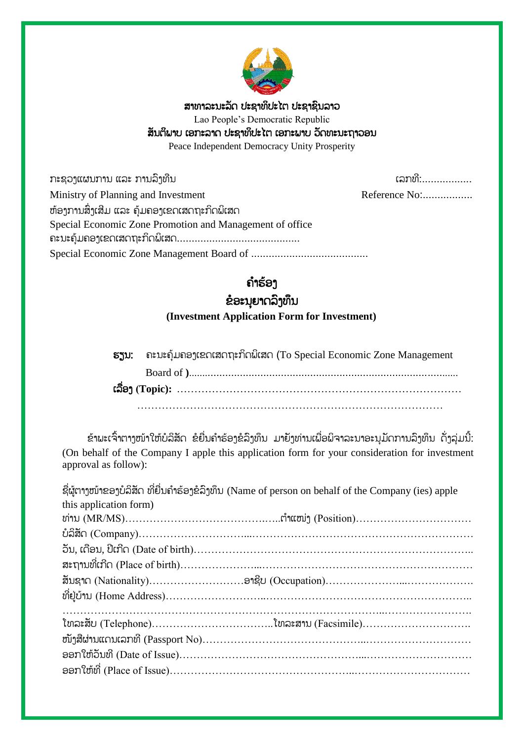**ສາທາລະນະລັດ ປະຊາທິປະໄຕ ປະຊາຊົນລາວ**

Lao People's Democratic Republic

**ສັນຕິພາບ ເອກະລາດ ປະຊາທິປະໄຕ ເອກະພາບ ວັດທະນະຖາວອນ**

Peace Independent Democracy Unity Prosperity

ກະຊວງແຜນການ ແລະ ການລົງທຶນ — ເລກທີ:.................

Ministry of Planning and Investment — Reference No:.................

ຫ້ອງການສົ່ງເສີມ ແລະ ຄຸ້ມຄອງເຂດເສດຖະກິດພິເສດ

Special Economic Zone Promotion and Management of office

ຄະນະຄຸ້ມຄອງເຂດເສດຖະກິດພິເສດ.........................................

Special Economic Zone Management Board of ........................................

## ຄຳຮ້ອງ

## ຂໍອະນຸຍາດລົງທຶນ

**(Investment Application Form for Investment)**

**ຮຽນ:** ຄະນະຄຸ້ມຄອງເຂດເສດຖະກິດພິເສດ (To Special Economic Zone Management Board of **)**.............................................................................................

**ເລື່ອງ (Topic):** ……………………………………………………………………… ………………………………………………………………………………

ຂ້າພະເຈົ້າຕາງໜ້າໃຫ້ບໍລິສັດ ຂໍຍື່ນຄຳຮ້ອງຂໍລົງທຶນ ມາຍັງທ່ານເພື່ອພິຈາລະນາອະນຸມັດການລົງທຶນ ດັ່ງລຸ່ມນີ້: (On behalf of the Company I apple this application form for your consideration for investment approval as follow):

ຊື່ຜູ້ຕາງໜ້າຂອງບໍລິສັດ ທີ່ຍື່ນຄຳຮ້ອງຂໍລົງທຶນ (Name of person on behalf of the Company (ies) apple this application form)

ທ່ານ (MR/MS)……………………………………..ຕຳແໜ່ງ (Position)……………………………

ບໍລິສັດ (Company)……………………………………………………………………………………

ວັນ, ເດືອນ, ປີເກີດ (Date of birth)…………………………………………………………………..

ສະຖານທີ່ເກີດ (Place of birth)………………………………………………………………………

ສັນຊາດ (Nationality)………………………ອາຊີບ (Occupation)…………………………………

ທີ່ຢູ່ບ້ານ (Home Address)…………………………………………………………………………..

………………………………………………………………………………………………………….

ໂທລະສັບ (Telephone)……………………………..ໂທລະສານ (Facsimile)………………………….

ໜັງສືຜ່ານແດນເລກທີ (Passport No)……………………………………………………………………

ອອກໃຫ້ວັນທີ (Date of Issue)…………………………………………………………………………

ອອກໃຫ້ທີ່ (Place of Issue)……………………………………………………………………………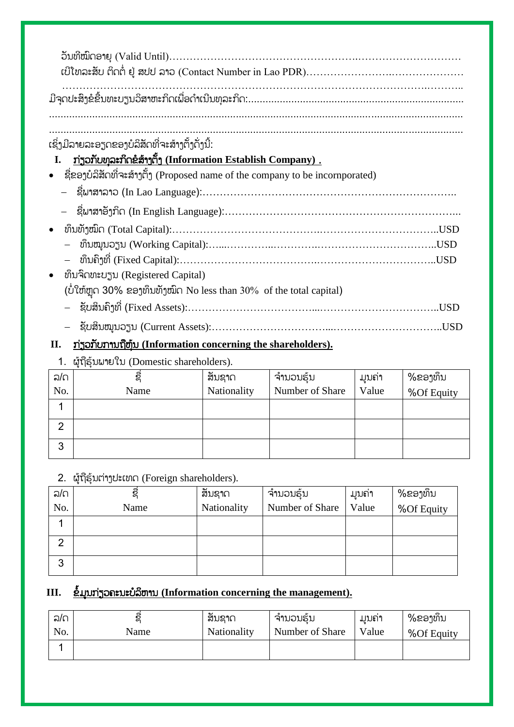ວັນທີໝົດອາຍຸ (Valid Until)……………………………………………………………………………………

ເບີໂທລະສັບ ຕິດຕໍ່ ຢູ່ ສປປ ລາວ (Contact Number in Lao PDR)……………………………………………

………………………………………………………………………………………………………………..

ມີຈຸດປະສົງຂໍຂຶ້ນທະບຽນວິສາຫະກິດເພື່ອດໍາເນີນທຸລະກິດ:...........................................................................

...............................................................................................................................................

...............................................................................................................................................

ເຊິ່ງມີລາຍລະອຽດຂອງບໍລິສັດທີ່ຈະສ້າງຕັ້ງດັ່ງນີ້:

## I. ກ່ຽວກັບທຸລະກິດຂໍສ້າງຕັ້ງ (Information Establish Company) .

- ຊື່ຂອງບໍລິສັດທີ່ຈະສ້າງຕັ້ງ (Proposed name of the company to be incornporated)
  - ຊື່ພາສາລາວ (In Lao Language):……………………………………………………………………..
  - ຊື່ພາສາອັງກິດ (In English Language):……………………………………………………………...
- ທຶນທັງໝົດ (Total Capital):……………………………………………………………………..USD
  - ທຶນໝູນວຽນ (Working Capital):…...…………...………….……………………………..USD
  - ທຶນຄົງທີ່ (Fixed Capital):…………………………………….……………………………..USD
- ທຶນຈົດທະບຽນ (Registered Capital)

  (ບໍ່ໃຫ້ຫຼຸດ 30% ຂອງທຶນທັງໝົດ No less than 30% of the total capital)
  - ຊັບສິນຄົງທີ່ (Fixed Assets):……………………………...……………………………..USD
  - ຊັບສິນໝູນວຽນ (Current Assets):…………………………...…………………………..USD

## II. ກ່ຽວກັບການຖືຫຸ້ນ (Information concerning the shareholders).

1. ຜູ້ຖືຮຸ້ນພາຍໃນ (Domestic shareholders).

| ລ/ດ No. | ຊື່ Name | ສັນຊາດ Nationality | ຈໍານວນຮຸ້ນ Number of Share | ມູນຄ່າ Value | %ຂອງທຶນ %Of Equity |
|---|---|---|---|---|---|
| 1 | | | | | |
| 2 | | | | | |
| 3 | | | | | |

2. ຜູ້ຖືຮຸ້ນຕ່າງປະເທດ (Foreign shareholders).

| ລ/ດ No. | ຊື່ Name | ສັນຊາດ Nationality | ຈໍານວນຮຸ້ນ Number of Share | ມູນຄ່າ Value | %ຂອງທຶນ %Of Equity |
|---|---|---|---|---|---|
| 1 | | | | | |
| 2 | | | | | |
| 3 | | | | | |

## III. ຂໍ້ມູນກ່ຽວຄະນະບໍລິຫານ (Information concerning the management).

| ລ/ດ No. | ຊື່ Name | ສັນຊາດ Nationality | ຈໍານວນຮຸ້ນ Number of Share | ມູນຄ່າ Value | %ຂອງທຶນ %Of Equity |
|---|---|---|---|---|---|
| 1 | | | | | |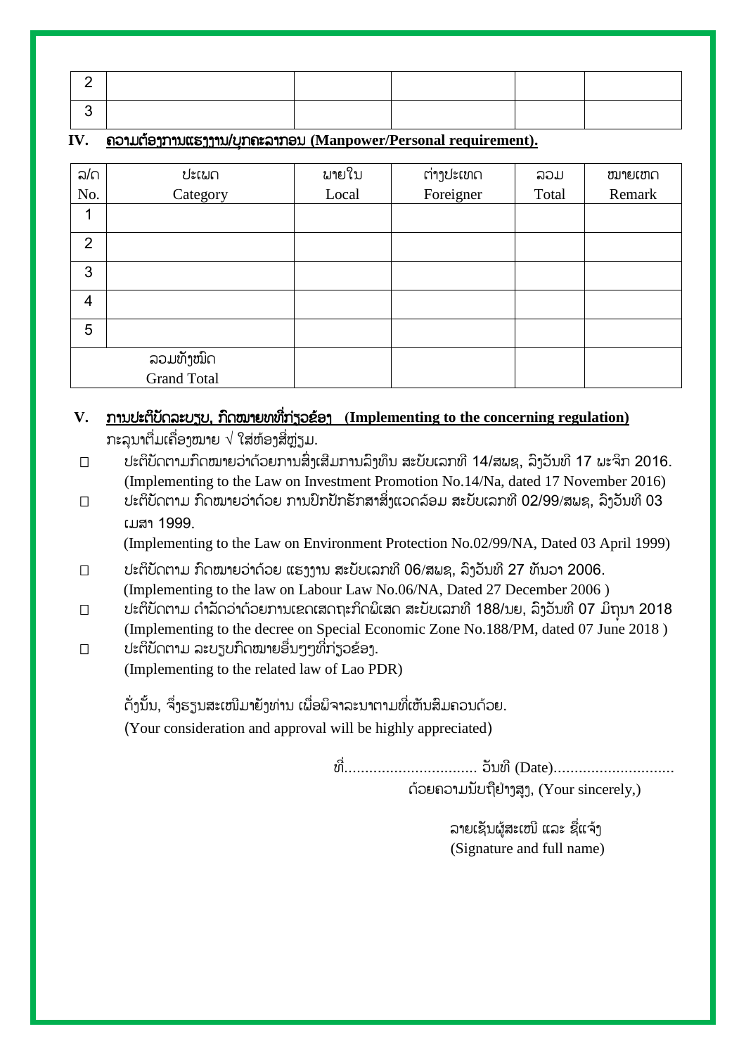| 2 | | | | | |
|---|---|---|---|---|---|
| 3 | | | | | |

**IV. ຄວາມຕ້ອງການແຮງງານ/ບຸກຄະລາກອນ (Manpower/Personal requirement).**

| ລ/ດ No. | ປະເພດ Category | ພາຍໃນ Local | ຕ່າງປະເທດ Foreigner | ລວມ Total | ໝາຍເຫດ Remark |
|---|---|---|---|---|---|
| 1 | | | | | |
| 2 | | | | | |
| 3 | | | | | |
| 4 | | | | | |
| 5 | | | | | |
| ລວມທັງໝົດ Grand Total | | | | | |

**V. ການປະຕິບັດລະບຽບ, ກົດໝາຍທີ່ກ່ຽວຂ້ອງ (Implementing to the concerning regulation)**

ກະລຸນາຕື່ມເຄື່ອງໝາຍ √ ໃສ່ຫ້ອງສີ່ຫຼ່ຽມ.

- ☐ ປະຕິບັດຕາມກົດໝາຍວ່າດ້ວຍການສົ່ງເສີມການລົງທຶນ ສະບັບເລກທີ 14/ສພຊ, ລົງວັນທີ 17 ພະຈິກ 2016.
  (Implementing to the Law on Investment Promotion No.14/Na, dated 17 November 2016)
- ☐ ປະຕິບັດຕາມ ກົດໝາຍວ່າດ້ວຍ ການປົກປັກຮັກສາສິ່ງແວດລ້ອມ ສະບັບເລກທີ 02/99/ສພຊ, ລົງວັນທີ 03 ເມສາ 1999.
  (Implementing to the Law on Environment Protection No.02/99/NA, Dated 03 April 1999)
- ☐ ປະຕິບັດຕາມ ກົດໝາຍວ່າດ້ວຍ ແຮງງານ ສະບັບເລກທີ 06/ສພຊ, ລົງວັນທີ 27 ທັນວາ 2006.
  (Implementing to the law on Labour Law No.06/NA, Dated 27 December 2006 )
- ☐ ປະຕິບັດຕາມ ດຳລັດວ່າດ້ວຍການເຂດເສດຖະກິດພິເສດ ສະບັບເລກທີ 188/ນຍ, ລົງວັນທີ 07 ມິຖຸນາ 2018
  (Implementing to the decree on Special Economic Zone No.188/PM, dated 07 June 2018 )
- ☐ ປະຕິບັດຕາມ ລະບຽບກົດໝາຍອື່ນໆທີ່ກ່ຽວຂ້ອງ.
  (Implementing to the related law of Lao PDR)

ດັ່ງນັ້ນ, ຈິ່ງຮຽນສະເໜີມາຍັງທ່ານ ເພື່ອພິຈາລະນາຕາມທີ່ເຫັນສົມຄວນດ້ວຍ.
(Your consideration and approval will be highly appreciated)

ທີ່................................ ວັນທີ (Date).............................

ດ້ວຍຄວາມນັບຖືຢ່າງສູງ, (Your sincerely,)

ລາຍເຊັນຜູ້ສະເໜີ ແລະ ຊື່ແຈ້ງ
(Signature and full name)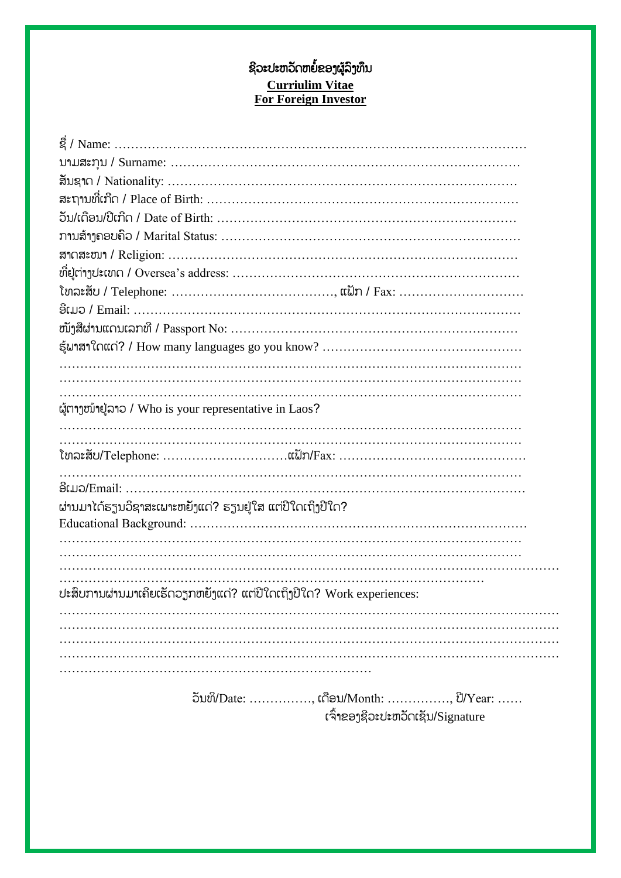# ຊີວະປະຫວັດຫຍໍ້ຂອງຜູ້ລົງທຶນ

**Curriulim Vitae**
**For Foreign Investor**

ຊື່ / Name: ……………………………………………………………………………………

ນາມສະກຸນ / Surname: …………………………………………………………………………

ສັນຊາດ / Nationality: …………………………………………………………………………

ສະຖານທີ່ເກີດ / Place of Birth: …………………………………………………………………

ວັນ/ເດືອນ/ປີເກີດ / Date of Birth: ………………………………………………………………

ການສ້າງຄອບຄົວ / Marital Status: ………………………………………………………………

ສາດສະໜາ / Religion: …………………………………………………………………………

ທີ່ຢູ່ຕ່າງປະເທດ / Oversea's address: ……………………………………………………………

ໂທລະສັບ / Telephone: ………………………………., ແຟັກ / Fax: …………………………

ອີເມວ / Email: …………………………………………………………………………………

ໜັງສືຜ່ານແດນເລກທີ / Passport No: ……………………………………………………………

ຮູ້ພາສາໃດແດ່? / How many languages go you know? ………………………………………

………………………………………………………………………………………………

………………………………………………………………………………………………

………………………………………………………………………………………………

ຜູ້ຕາງໜ້າຢູ່ລາວ / Who is your representative in Laos?

………………………………………………………………………………………………

………………………………………………………………………………………………

ໂທລະສັບ/Telephone: ………………………….ແຟັກ/Fax: ………………………………………

………………………………………………………………………………………………

ອີເມວ/Email: …………………………………………………………………………………

ຜ່ານມາໄດ້ຮຽນວິຊາສະເພາະຫຍັງແດ່? ຮຽນຢູ່ໃສ ແຕ່ປີໃດເຖິງປີໃດ?

Educational Background: ………………………………………………………………………

………………………………………………………………………………………………

………………………………………………………………………………………………

…………………………………………………………………………………………………

……………………………………………………………………………………………

ປະສົບການຜ່ານມາເຄີຍເຮັດວຽກຫຍັງແດ່? ແຕ່ປີໃດເຖິງປີໃດ? Work experiences:

…………………………………………………………………………………………………

…………………………………………………………………………………………………

…………………………………………………………………………………………………

…………………………………………………………………………………………………

………………………………………………………………

ວັນທີ/Date: ……………, ເດືອນ/Month: ……………, ປີ/Year: ……

ເຈົ້າຂອງຊີວະປະຫວັດເຊັນ/Signature